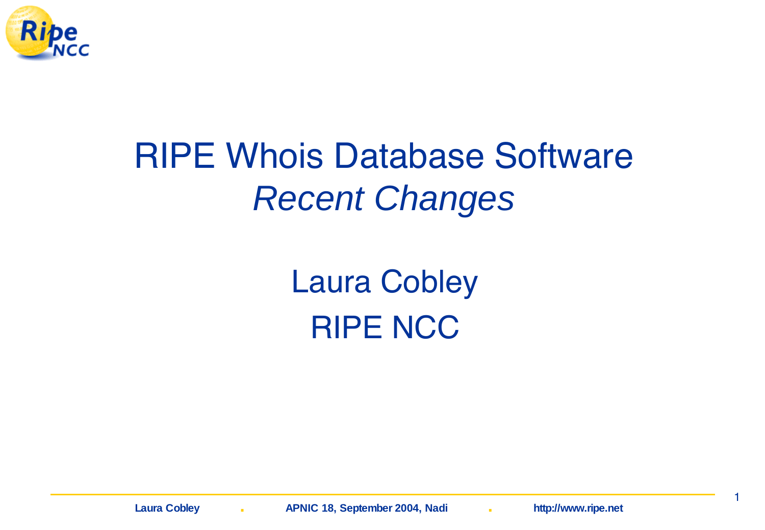# RIPE Whois Database Software

## *Recent Changes*

Laura Cobley

RIPE NCC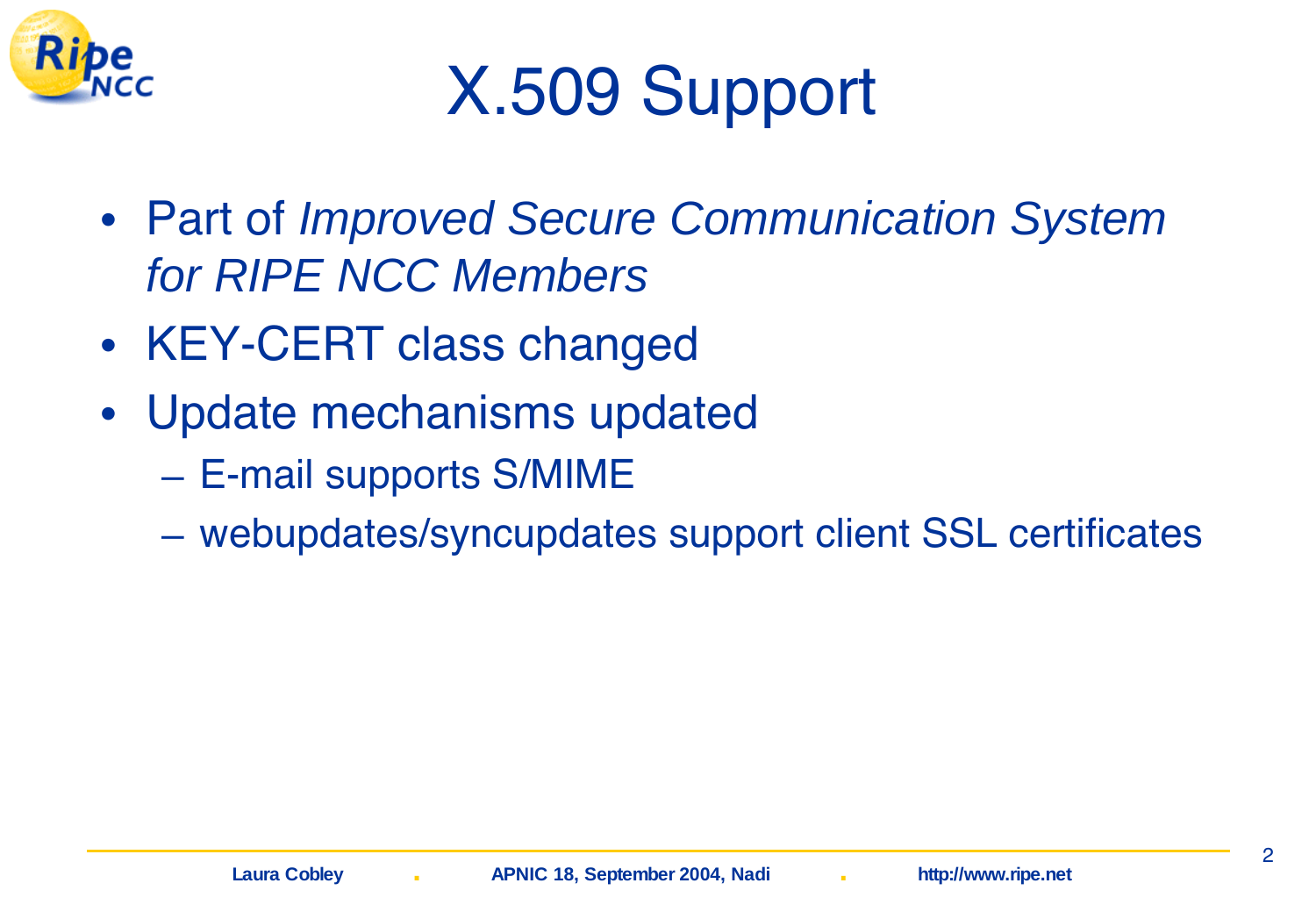# X.509 Support

- Part of *Improved Secure Communication System for RIPE NCC Members*
- KEY-CERT class changed
- Update mechanisms updated
  - E-mail supports S/MIME
  - webupdates/syncupdates support client SSL certificates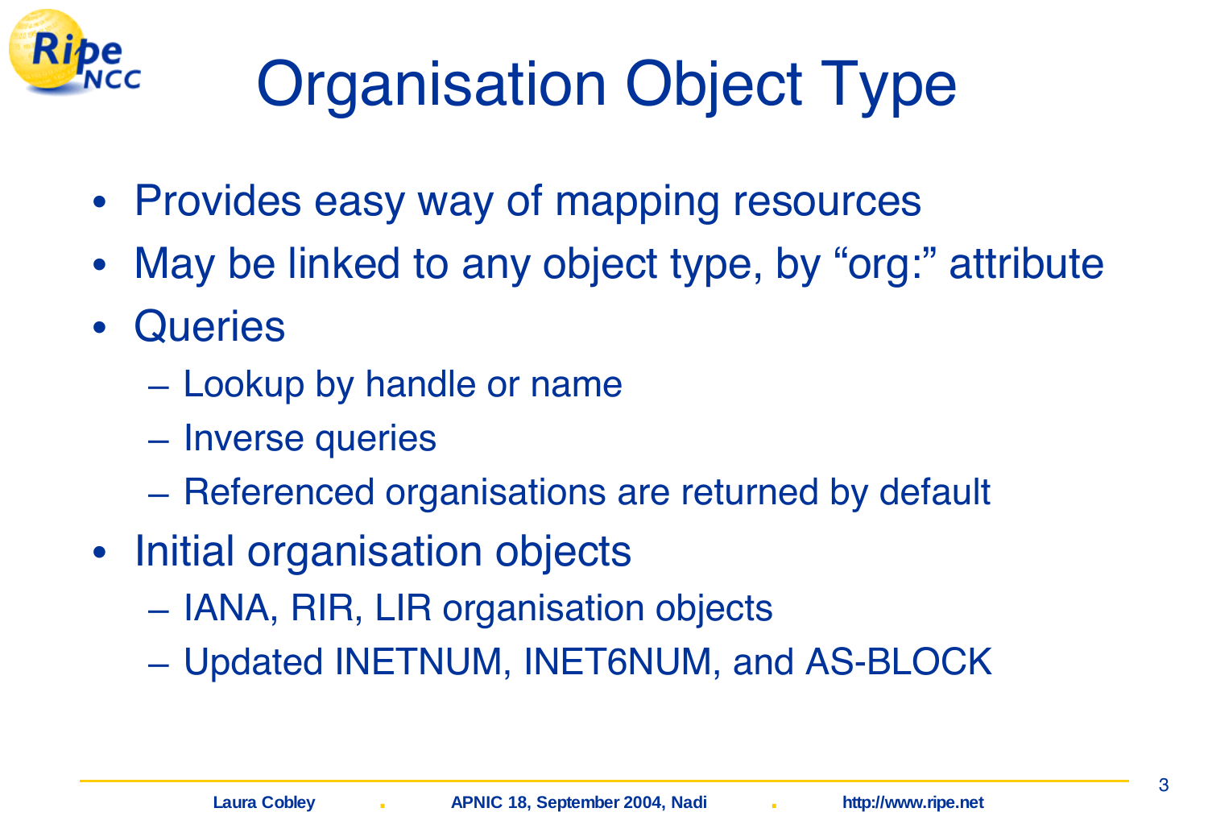# Organisation Object Type

- Provides easy way of mapping resources
- May be linked to any object type, by "org:" attribute
- Queries
  - Lookup by handle or name
  - Inverse queries
  - Referenced organisations are returned by default
- Initial organisation objects
  - IANA, RIR, LIR organisation objects
  - Updated INETNUM, INET6NUM, and AS-BLOCK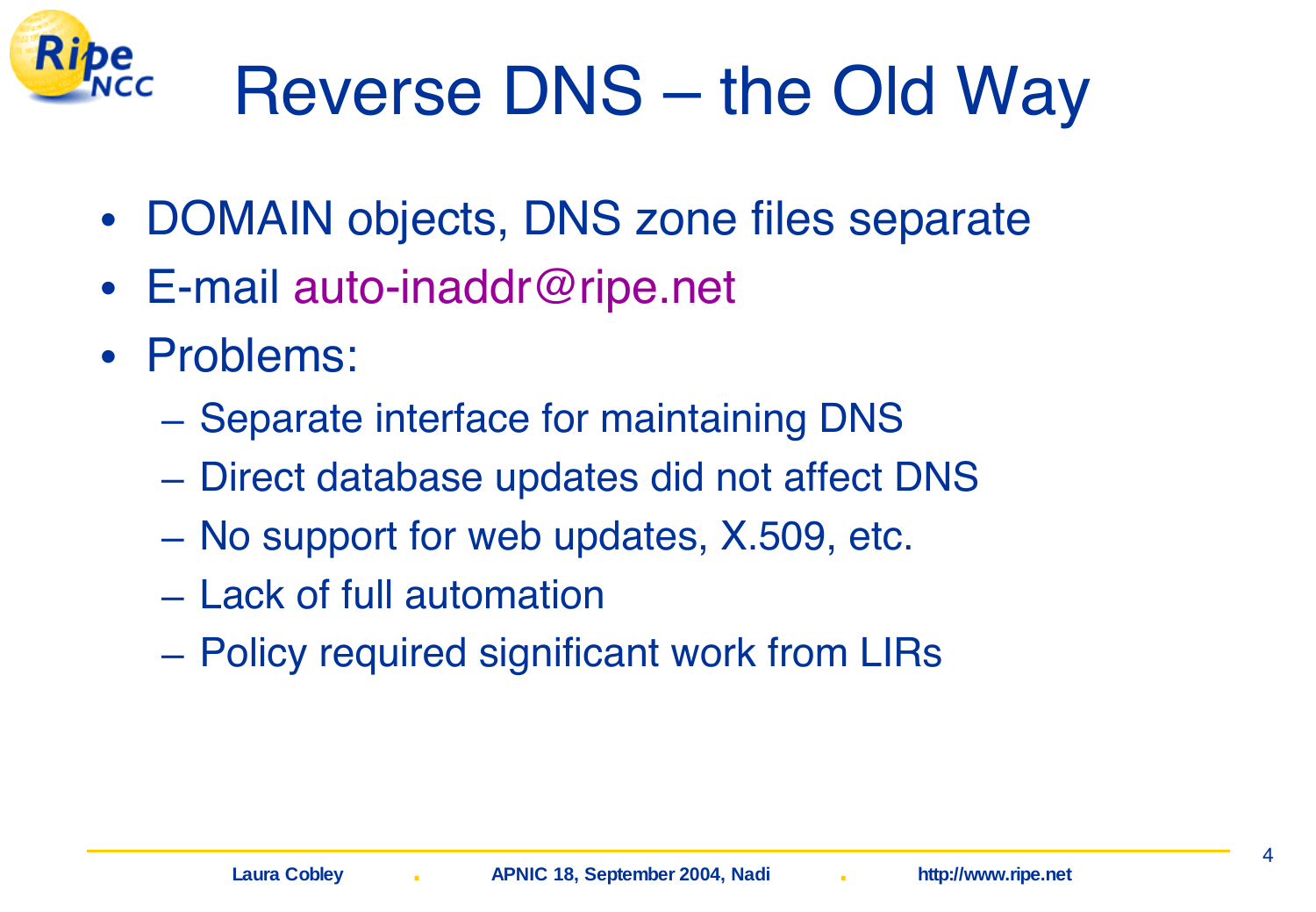# Reverse DNS – the Old Way

- DOMAIN objects, DNS zone files separate
- E-mail auto-inaddr@ripe.net
- Problems:
  - Separate interface for maintaining DNS
  - Direct database updates did not affect DNS
  - No support for web updates, X.509, etc.
  - Lack of full automation
  - Policy required significant work from LIRs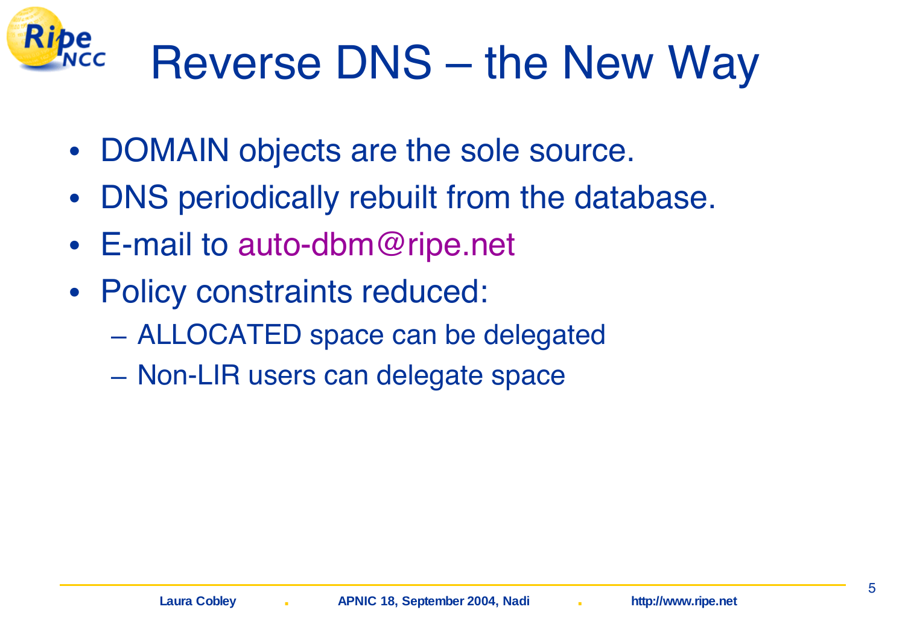# Reverse DNS – the New Way

- DOMAIN objects are the sole source.
- DNS periodically rebuilt from the database.
- E-mail to auto-dbm@ripe.net
- Policy constraints reduced:
  - ALLOCATED space can be delegated
  - Non-LIR users can delegate space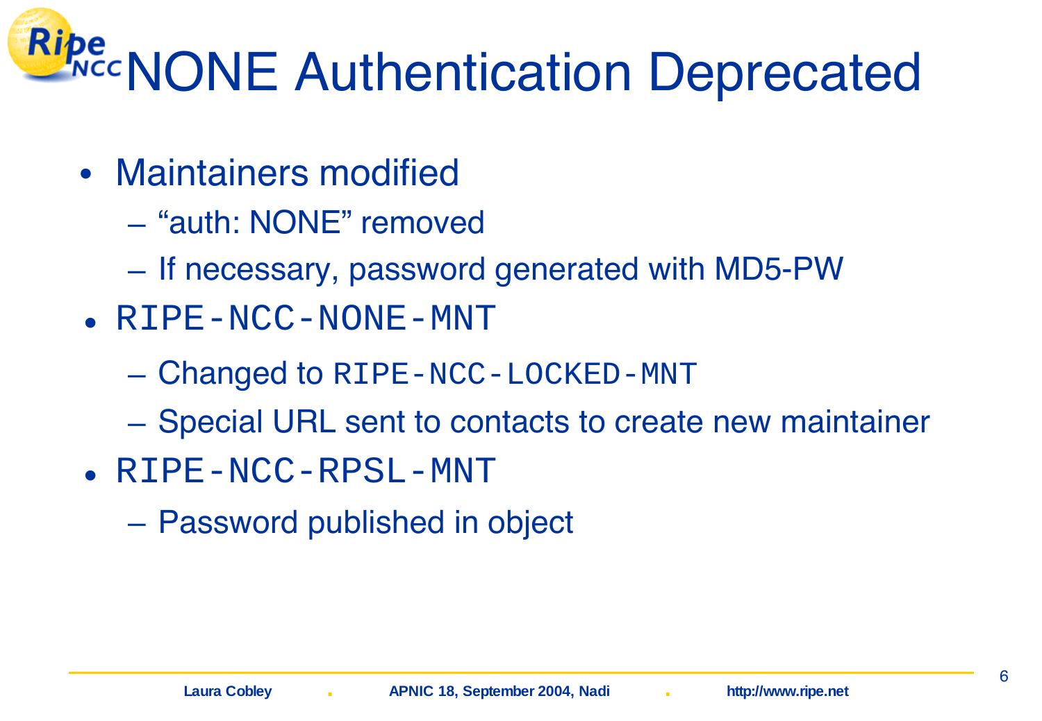# NONE Authentication Deprecated

- Maintainers modified
  - "auth: NONE" removed
  - If necessary, password generated with MD5-PW
- `RIPE-NCC-NONE-MNT`
  - Changed to `RIPE-NCC-LOCKED-MNT`
  - Special URL sent to contacts to create new maintainer
- `RIPE-NCC-RPSL-MNT`
  - Password published in object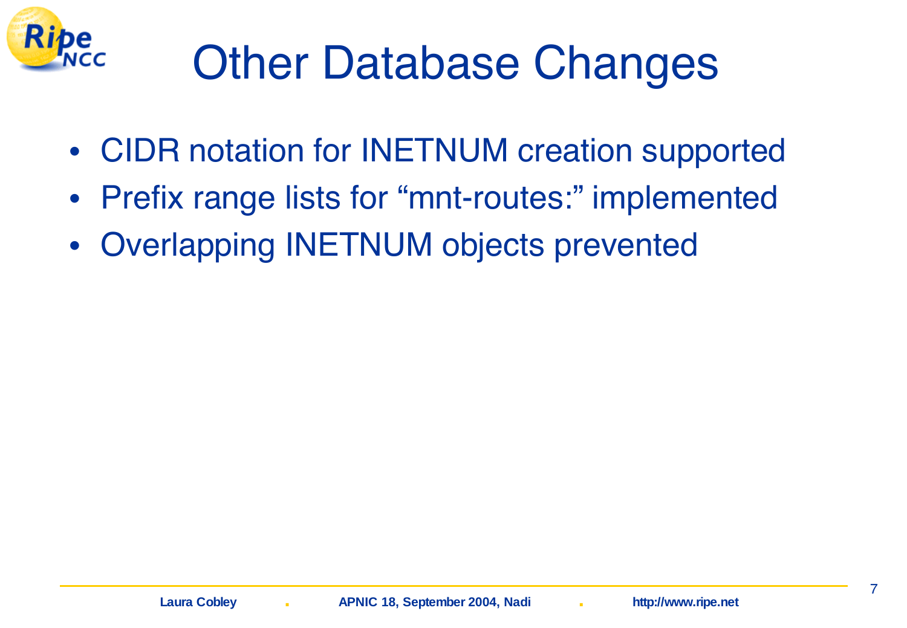# Other Database Changes

- CIDR notation for INETNUM creation supported
- Prefix range lists for “mnt-routes:” implemented
- Overlapping INETNUM objects prevented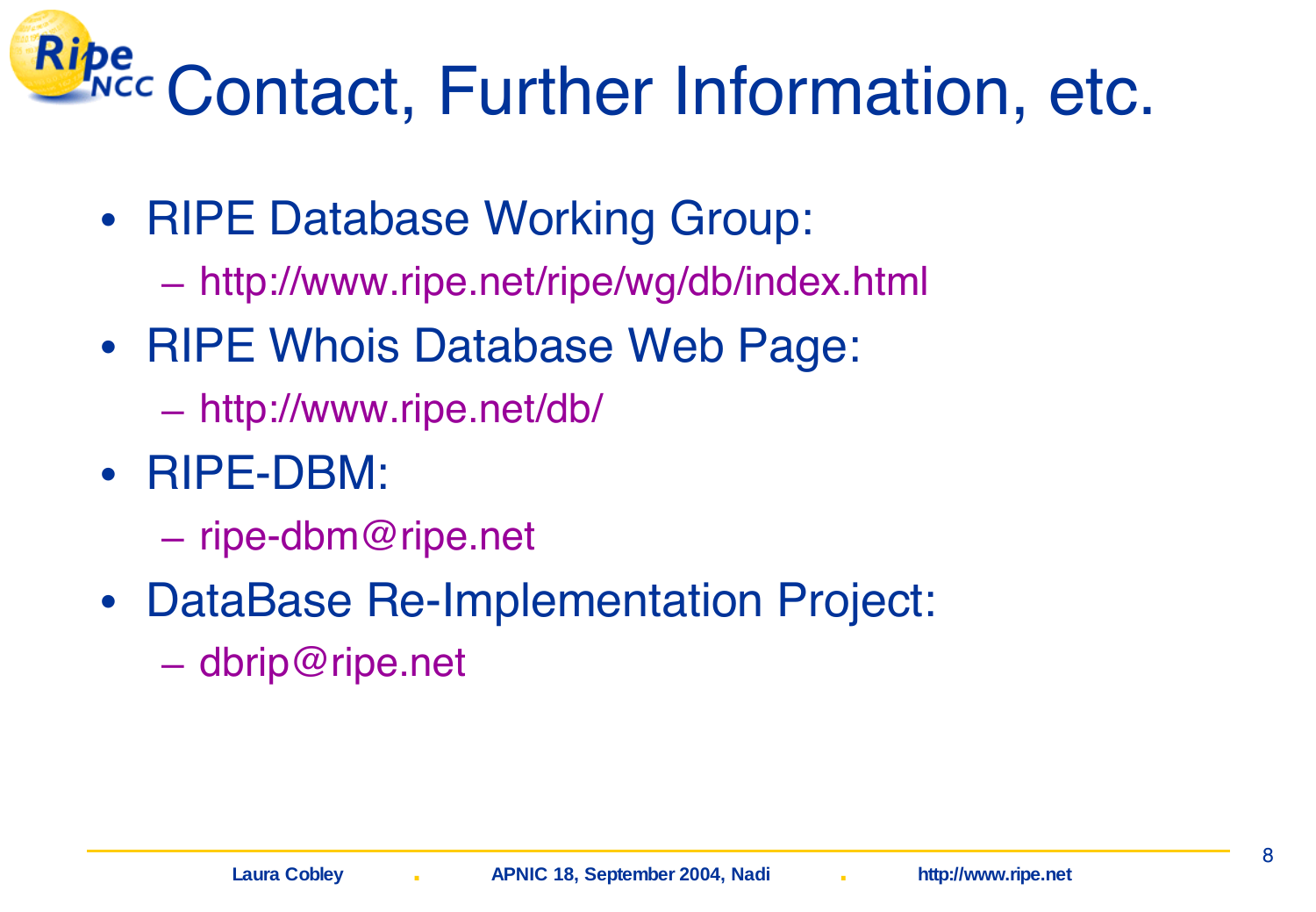# Contact, Further Information, etc.

- RIPE Database Working Group:
  - http://www.ripe.net/ripe/wg/db/index.html
- RIPE Whois Database Web Page:
  - http://www.ripe.net/db/
- RIPE-DBM:
  - ripe-dbm@ripe.net
- DataBase Re-Implementation Project:
  - dbrip@ripe.net